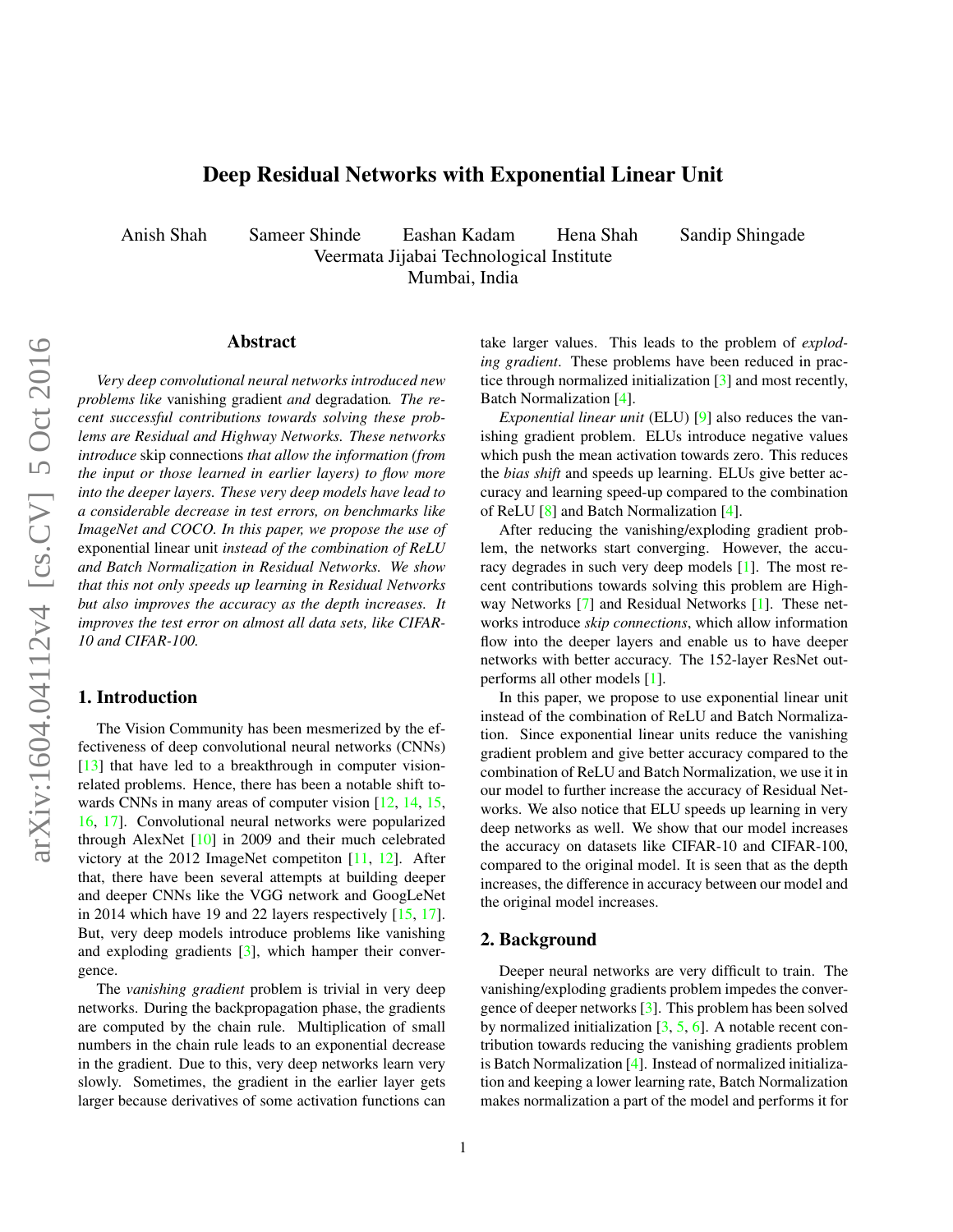# Deep Residual Networks with Exponential Linear Unit

Anish Shah Sameer Shinde Eashan Kadam Hena Shah Sandip Shingade
Veermata Jijabai Technological Institute
Mumbai, India

## Abstract

*Very deep convolutional neural networks introduced new problems like* vanishing gradient *and* degradation*. The recent successful contributions towards solving these problems are Residual and Highway Networks. These networks introduce* skip connections *that allow the information (from the input or those learned in earlier layers) to flow more into the deeper layers. These very deep models have lead to a considerable decrease in test errors, on benchmarks like ImageNet and COCO. In this paper, we propose the use of* exponential linear unit *instead of the combination of ReLU and Batch Normalization in Residual Networks. We show that this not only speeds up learning in Residual Networks but also improves the accuracy as the depth increases. It improves the test error on almost all data sets, like CIFAR-10 and CIFAR-100.*

## 1. Introduction

The Vision Community has been mesmerized by the effectiveness of deep convolutional neural networks (CNNs) [13] that have led to a breakthrough in computer vision-related problems. Hence, there has been a notable shift towards CNNs in many areas of computer vision [12, 14, 15, 16, 17]. Convolutional neural networks were popularized through AlexNet [10] in 2009 and their much celebrated victory at the 2012 ImageNet competiton [11, 12]. After that, there have been several attempts at building deeper and deeper CNNs like the VGG network and GoogLeNet in 2014 which have 19 and 22 layers respectively [15, 17]. But, very deep models introduce problems like vanishing and exploding gradients [3], which hamper their convergence.

The *vanishing gradient* problem is trivial in very deep networks. During the backpropagation phase, the gradients are computed by the chain rule. Multiplication of small numbers in the chain rule leads to an exponential decrease in the gradient. Due to this, very deep networks learn very slowly. Sometimes, the gradient in the earlier layer gets larger because derivatives of some activation functions can take larger values. This leads to the problem of *exploding gradient*. These problems have been reduced in practice through normalized initialization [3] and most recently, Batch Normalization [4].

*Exponential linear unit* (ELU) [9] also reduces the vanishing gradient problem. ELUs introduce negative values which push the mean activation towards zero. This reduces the *bias shift* and speeds up learning. ELUs give better accuracy and learning speed-up compared to the combination of ReLU [8] and Batch Normalization [4].

After reducing the vanishing/exploding gradient problem, the networks start converging. However, the accuracy degrades in such very deep models [1]. The most recent contributions towards solving this problem are Highway Networks [7] and Residual Networks [1]. These networks introduce *skip connections*, which allow information flow into the deeper layers and enable us to have deeper networks with better accuracy. The 152-layer ResNet outperforms all other models [1].

In this paper, we propose to use exponential linear unit instead of the combination of ReLU and Batch Normalization. Since exponential linear units reduce the vanishing gradient problem and give better accuracy compared to the combination of ReLU and Batch Normalization, we use it in our model to further increase the accuracy of Residual Networks. We also notice that ELU speeds up learning in very deep networks as well. We show that our model increases the accuracy on datasets like CIFAR-10 and CIFAR-100, compared to the original model. It is seen that as the depth increases, the difference in accuracy between our model and the original model increases.

## 2. Background

Deeper neural networks are very difficult to train. The vanishing/exploding gradients problem impedes the convergence of deeper networks [3]. This problem has been solved by normalized initialization [3, 5, 6]. A notable recent contribution towards reducing the vanishing gradients problem is Batch Normalization [4]. Instead of normalized initialization and keeping a lower learning rate, Batch Normalization makes normalization a part of the model and performs it for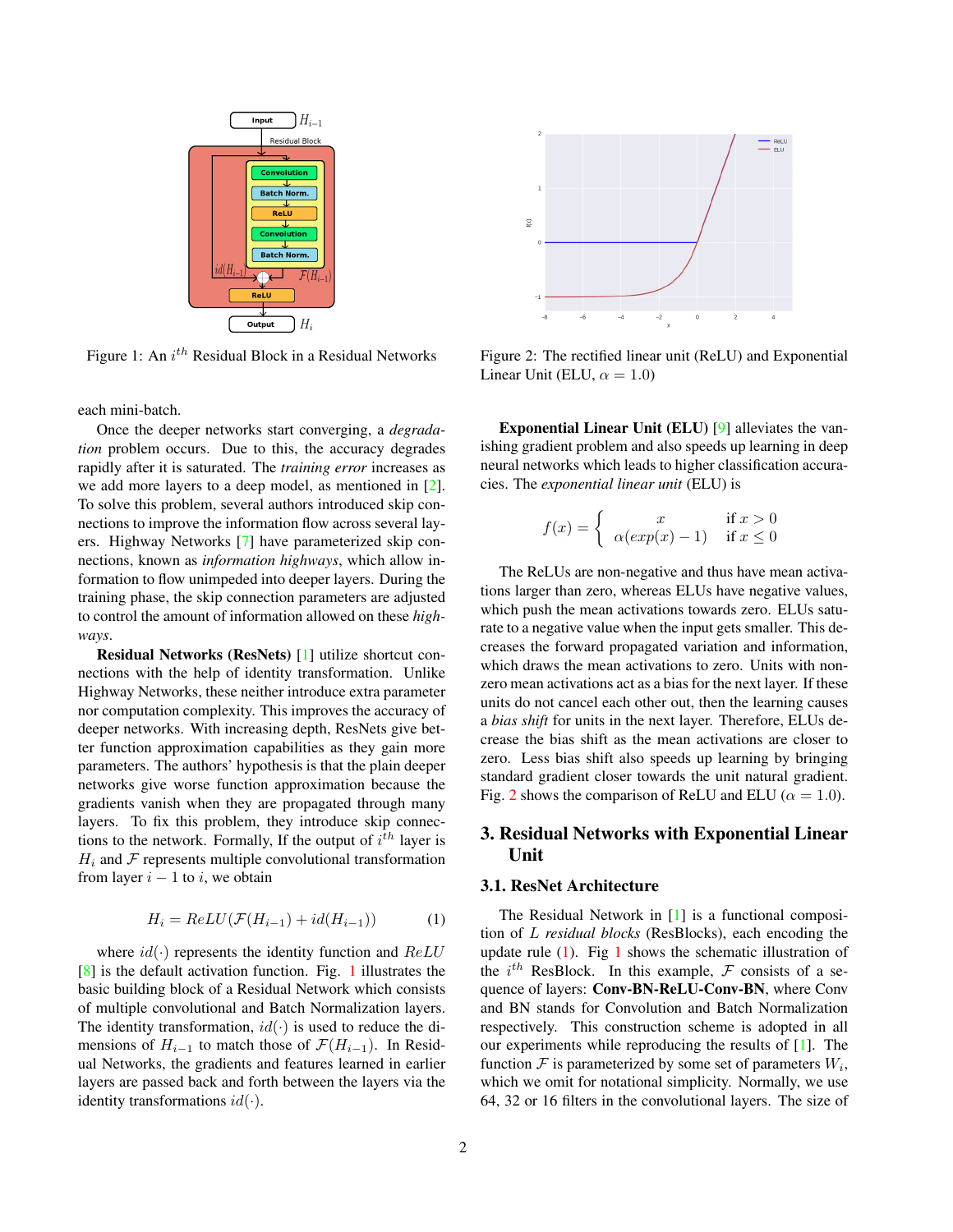Figure 1: An $i^{th}$ Residual Block in a Residual Networks

Figure 2: The rectified linear unit (ReLU) and Exponential Linear Unit (ELU, $\alpha = 1.0$)

each mini-batch.

Once the deeper networks start converging, a *degradation* problem occurs. Due to this, the accuracy degrades rapidly after it is saturated. The *training error* increases as we add more layers to a deep model, as mentioned in [2]. To solve this problem, several authors introduced skip connections to improve the information flow across several layers. Highway Networks [7] have parameterized skip connections, known as *information highways*, which allow information to flow unimpeded into deeper layers. During the training phase, the skip connection parameters are adjusted to control the amount of information allowed on these *highways*.

**Residual Networks (ResNets)** [1] utilize shortcut connections with the help of identity transformation. Unlike Highway Networks, these neither introduce extra parameter nor computation complexity. This improves the accuracy of deeper networks. With increasing depth, ResNets give better function approximation capabilities as they gain more parameters. The authors' hypothesis is that the plain deeper networks give worse function approximation because the gradients vanish when they are propagated through many layers. To fix this problem, they introduce skip connections to the network. Formally, If the output of $i^{th}$ layer is $H_i$ and $\mathcal{F}$ represents multiple convolutional transformation from layer $i-1$ to $i$, we obtain

$$H_i = ReLU(\mathcal{F}(H_{i-1}) + id(H_{i-1})) \tag{1}$$

where $id(\cdot)$ represents the identity function and $ReLU$ [8] is the default activation function. Fig. 1 illustrates the basic building block of a Residual Network which consists of multiple convolutional and Batch Normalization layers. The identity transformation, $id(\cdot)$ is used to reduce the dimensions of $H_{i-1}$ to match those of $\mathcal{F}(H_{i-1})$. In Residual Networks, the gradients and features learned in earlier layers are passed back and forth between the layers via the identity transformations $id(\cdot)$.

**Exponential Linear Unit (ELU)** [9] alleviates the vanishing gradient problem and also speeds up learning in deep neural networks which leads to higher classification accuracies. The *exponential linear unit* (ELU) is

$$f(x) = \begin{cases} x & \text{if } x > 0 \\ \alpha(exp(x) - 1) & \text{if } x \leq 0 \end{cases}$$

The ReLUs are non-negative and thus have mean activations larger than zero, whereas ELUs have negative values, which push the mean activations towards zero. ELUs saturate to a negative value when the input gets smaller. This decreases the forward propagated variation and information, which draws the mean activations to zero. Units with non-zero mean activations act as a bias for the next layer. If these units do not cancel each other out, then the learning causes a *bias shift* for units in the next layer. Therefore, ELUs decrease the bias shift as the mean activations are closer to zero. Less bias shift also speeds up learning by bringing standard gradient closer towards the unit natural gradient. Fig. 2 shows the comparison of ReLU and ELU ($\alpha = 1.0$).

## 3. Residual Networks with Exponential Linear Unit

### 3.1. ResNet Architecture

The Residual Network in [1] is a functional composition of $L$ *residual blocks* (ResBlocks), each encoding the update rule (1). Fig 1 shows the schematic illustration of the $i^{th}$ ResBlock. In this example, $\mathcal{F}$ consists of a sequence of layers: **Conv-BN-ReLU-Conv-BN**, where Conv and BN stands for Convolution and Batch Normalization respectively. This construction scheme is adopted in all our experiments while reproducing the results of [1]. The function $\mathcal{F}$ is parameterized by some set of parameters $W_i$, which we omit for notational simplicity. Normally, we use 64, 32 or 16 filters in the convolutional layers. The size of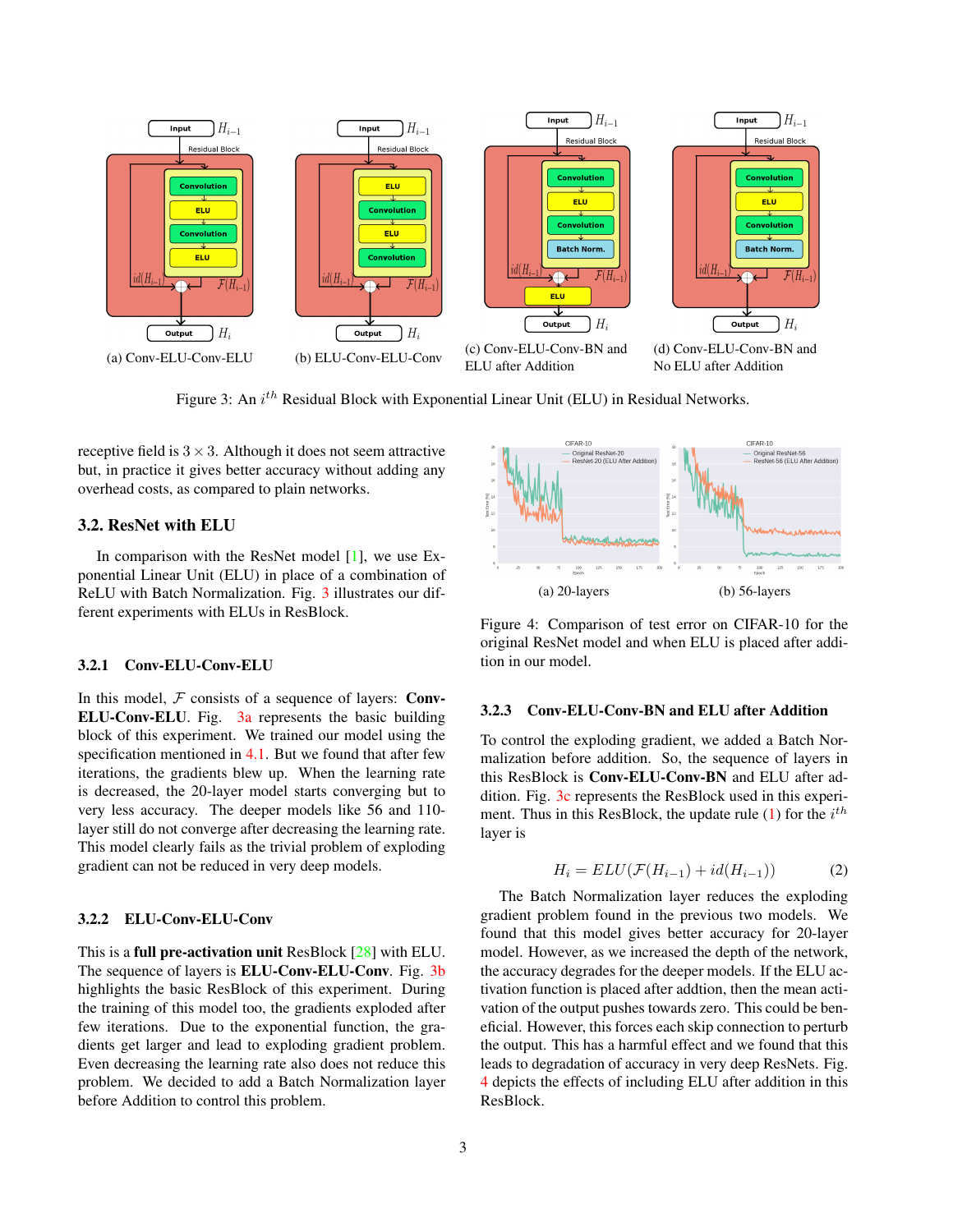(a) Conv-ELU-Conv-ELU

(b) ELU-Conv-ELU-Conv

(c) Conv-ELU-Conv-BN and ELU after Addition

(d) Conv-ELU-Conv-BN and No ELU after Addition

Figure 3: An $i^{th}$ Residual Block with Exponential Linear Unit (ELU) in Residual Networks.

receptive field is $3 \times 3$. Although it does not seem attractive but, in practice it gives better accuracy without adding any overhead costs, as compared to plain networks.

### 3.2. ResNet with ELU

In comparison with the ResNet model [1], we use Exponential Linear Unit (ELU) in place of a combination of ReLU with Batch Normalization. Fig. 3 illustrates our different experiments with ELUs in ResBlock.

#### 3.2.1 Conv-ELU-Conv-ELU

In this model, $\mathcal{F}$ consists of a sequence of layers: **Conv-ELU-Conv-ELU**. Fig. 3a represents the basic building block of this experiment. We trained our model using the specification mentioned in 4.1. But we found that after few iterations, the gradients blew up. When the learning rate is decreased, the 20-layer model starts converging but to very less accuracy. The deeper models like 56 and 110-layer still do not converge after decreasing the learning rate. This model clearly fails as the trivial problem of exploding gradient can not be reduced in very deep models.

#### 3.2.2 ELU-Conv-ELU-Conv

This is a **full pre-activation unit** ResBlock [28] with ELU. The sequence of layers is **ELU-Conv-ELU-Conv**. Fig. 3b highlights the basic ResBlock of this experiment. During the training of this model too, the gradients exploded after few iterations. Due to the exponential function, the gradients get larger and lead to exploding gradient problem. Even decreasing the learning rate also does not reduce this problem. We decided to add a Batch Normalization layer before Addition to control this problem.

(a) 20-layers

(b) 56-layers

Figure 4: Comparison of test error on CIFAR-10 for the original ResNet model and when ELU is placed after addition in our model.

#### 3.2.3 Conv-ELU-Conv-BN and ELU after Addition

To control the exploding gradient, we added a Batch Normalization before addition. So, the sequence of layers in this ResBlock is **Conv-ELU-Conv-BN** and ELU after addition. Fig. 3c represents the ResBlock used in this experiment. Thus in this ResBlock, the update rule (1) for the $i^{th}$ layer is

$$H_i = ELU(\mathcal{F}(H_{i-1}) + id(H_{i-1})) \tag{2}$$

The Batch Normalization layer reduces the exploding gradient problem found in the previous two models. We found that this model gives better accuracy for 20-layer model. However, as we increased the depth of the network, the accuracy degrades for the deeper models. If the ELU activation function is placed after addtion, then the mean activation of the output pushes towards zero. This could be beneficial. However, this forces each skip connection to perturb the output. This has a harmful effect and we found that this leads to degradation of accuracy in very deep ResNets. Fig. 4 depicts the effects of including ELU after addition in this ResBlock.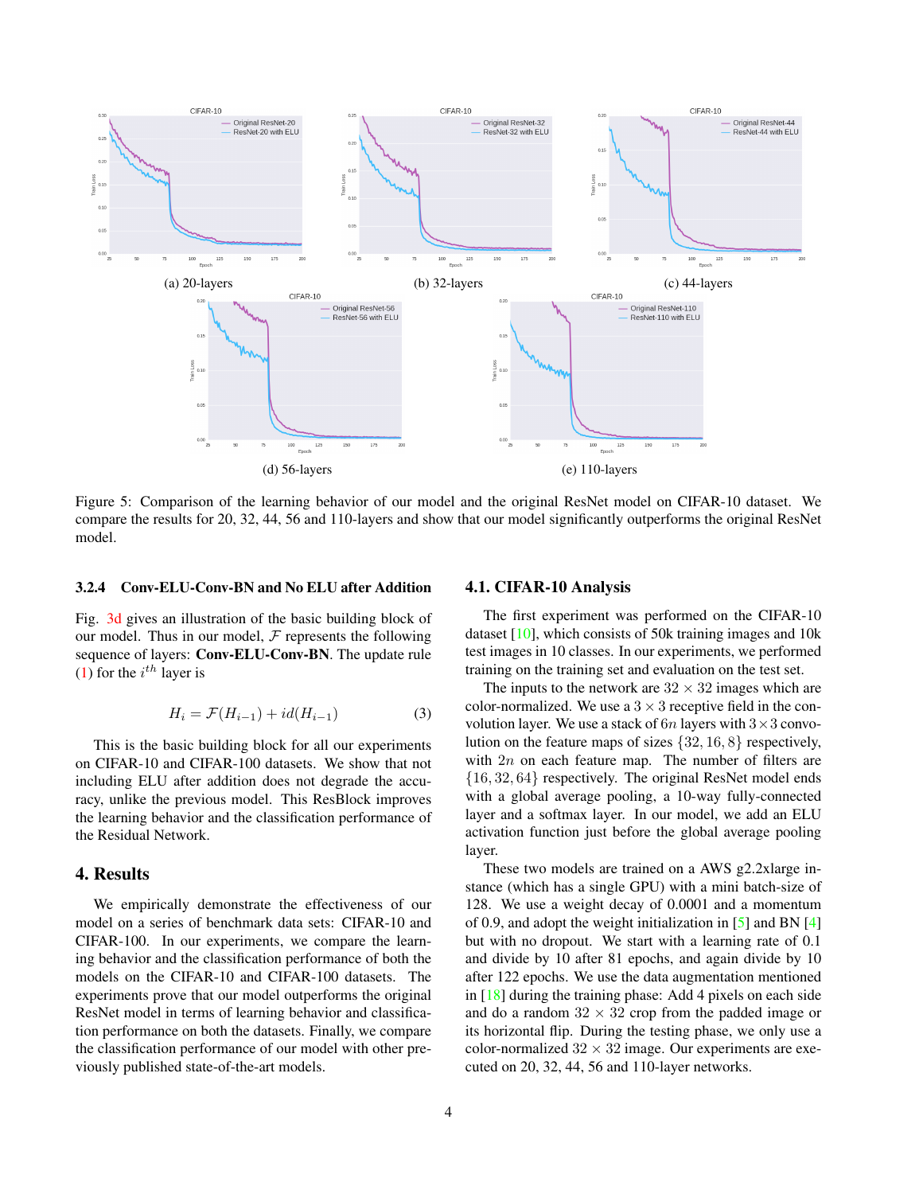(a) 20-layers

(b) 32-layers

(c) 44-layers

(d) 56-layers

(e) 110-layers

Figure 5: Comparison of the learning behavior of our model and the original ResNet model on CIFAR-10 dataset. We compare the results for 20, 32, 44, 56 and 110-layers and show that our model significantly outperforms the original ResNet model.

#### 3.2.4 Conv-ELU-Conv-BN and No ELU after Addition

Fig. 3d gives an illustration of the basic building block of our model. Thus in our model, $\mathcal{F}$ represents the following sequence of layers: **Conv-ELU-Conv-BN**. The update rule (1) for the $i^{th}$ layer is

$$H_i = \mathcal{F}(H_{i-1}) + id(H_{i-1}) \tag{3}$$

This is the basic building block for all our experiments on CIFAR-10 and CIFAR-100 datasets. We show that not including ELU after addition does not degrade the accuracy, unlike the previous model. This ResBlock improves the learning behavior and the classification performance of the Residual Network.

## 4. Results

We empirically demonstrate the effectiveness of our model on a series of benchmark data sets: CIFAR-10 and CIFAR-100. In our experiments, we compare the learning behavior and the classification performance of both the models on the CIFAR-10 and CIFAR-100 datasets. The experiments prove that our model outperforms the original ResNet model in terms of learning behavior and classification performance on both the datasets. Finally, we compare the classification performance of our model with other previously published state-of-the-art models.

### 4.1. CIFAR-10 Analysis

The first experiment was performed on the CIFAR-10 dataset [10], which consists of 50k training images and 10k test images in 10 classes. In our experiments, we performed training on the training set and evaluation on the test set.

The inputs to the network are $32 \times 32$ images which are color-normalized. We use a $3 \times 3$ receptive field in the convolution layer. We use a stack of $6n$ layers with $3 \times 3$ convolution on the feature maps of sizes $\{32, 16, 8\}$ respectively, with $2n$ on each feature map. The number of filters are $\{16, 32, 64\}$ respectively. The original ResNet model ends with a global average pooling, a 10-way fully-connected layer and a softmax layer. In our model, we add an ELU activation function just before the global average pooling layer.

These two models are trained on a AWS g2.2xlarge instance (which has a single GPU) with a mini batch-size of 128. We use a weight decay of 0.0001 and a momentum of 0.9, and adopt the weight initialization in [5] and BN [4] but with no dropout. We start with a learning rate of 0.1 and divide by 10 after 81 epochs, and again divide by 10 after 122 epochs. We use the data augmentation mentioned in [18] during the training phase: Add 4 pixels on each side and do a random $32 \times 32$ crop from the padded image or its horizontal flip. During the testing phase, we only use a color-normalized $32 \times 32$ image. Our experiments are executed on 20, 32, 44, 56 and 110-layer networks.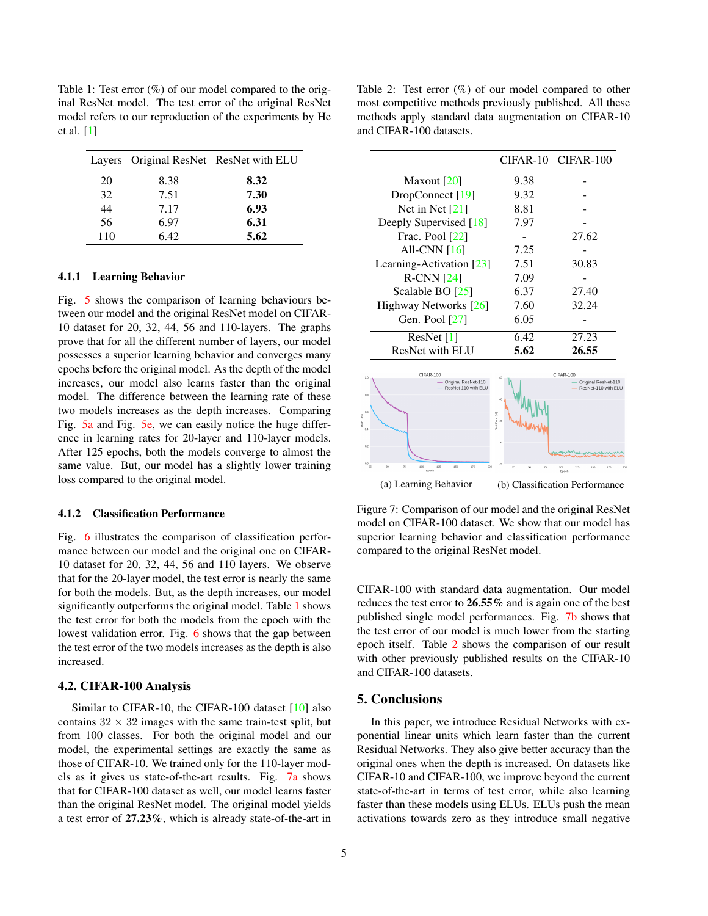Table 1: Test error (%) of our model compared to the original ResNet model. The test error of the original ResNet model refers to our reproduction of the experiments by He et al. [1]

| Layers | Original ResNet | ResNet with ELU |
|---|---|---|
| 20 | 8.38 | **8.32** |
| 32 | 7.51 | **7.30** |
| 44 | 7.17 | **6.93** |
| 56 | 6.97 | **6.31** |
| 110 | 6.42 | **5.62** |

#### 4.1.1 Learning Behavior

Fig. 5 shows the comparison of learning behaviours between our model and the original ResNet model on CIFAR-10 dataset for 20, 32, 44, 56 and 110-layers. The graphs prove that for all the different number of layers, our model possesses a superior learning behavior and converges many epochs before the original model. As the depth of the model increases, our model also learns faster than the original model. The difference between the learning rate of these two models increases as the depth increases. Comparing Fig. 5a and Fig. 5e, we can easily notice the huge difference in learning rates for 20-layer and 110-layer models. After 125 epochs, both the models converge to almost the same value. But, our model has a slightly lower training loss compared to the original model.

#### 4.1.2 Classification Performance

Fig. 6 illustrates the comparison of classification performance between our model and the original one on CIFAR-10 dataset for 20, 32, 44, 56 and 110 layers. We observe that for the 20-layer model, the test error is nearly the same for both the models. But, as the depth increases, our model significantly outperforms the original model. Table 1 shows the test error for both the models from the epoch with the lowest validation error. Fig. 6 shows that the gap between the test error of the two models increases as the depth is also increased.

### 4.2. CIFAR-100 Analysis

Similar to CIFAR-10, the CIFAR-100 dataset [10] also contains $32 \times 32$ images with the same train-test split, but from 100 classes. For both the original model and our model, the experimental settings are exactly the same as those of CIFAR-10. We trained only for the 110-layer models as it gives us state-of-the-art results. Fig. 7a shows that for CIFAR-100 dataset as well, our model learns faster than the original ResNet model. The original model yields a test error of **27.23%**, which is already state-of-the-art in CIFAR-100 with standard data augmentation. Our model reduces the test error to **26.55%** and is again one of the best published single model performances. Fig. 7b shows that the test error of our model is much lower from the starting epoch itself. Table 2 shows the comparison of our result with other previously published results on the CIFAR-10 and CIFAR-100 datasets.

Table 2: Test error (%) of our model compared to other most competitive methods previously published. All these methods apply standard data augmentation on CIFAR-10 and CIFAR-100 datasets.

| | CIFAR-10 | CIFAR-100 |
|---|---|---|
| Maxout [20] | 9.38 | - |
| DropConnect [19] | 9.32 | - |
| Net in Net [21] | 8.81 | - |
| Deeply Supervised [18] | 7.97 | - |
| Frac. Pool [22] | - | 27.62 |
| All-CNN [16] | 7.25 | - |
| Learning-Activation [23] | 7.51 | 30.83 |
| R-CNN [24] | 7.09 | - |
| Scalable BO [25] | 6.37 | 27.40 |
| Highway Networks [26] | 7.60 | 32.24 |
| Gen. Pool [27] | 6.05 | - |
| ResNet [1] | 6.42 | 27.23 |
| ResNet with ELU | **5.62** | **26.55** |

(a) Learning Behavior (b) Classification Performance

Figure 7: Comparison of our model and the original ResNet model on CIFAR-100 dataset. We show that our model has superior learning behavior and classification performance compared to the original ResNet model.

## 5. Conclusions

In this paper, we introduce Residual Networks with exponential linear units which learn faster than the current Residual Networks. They also give better accuracy than the original ones when the depth is increased. On datasets like CIFAR-10 and CIFAR-100, we improve beyond the current state-of-the-art in terms of test error, while also pushing learning faster than these models using ELUs. ELUs push the mean activations towards zero as they introduce small negative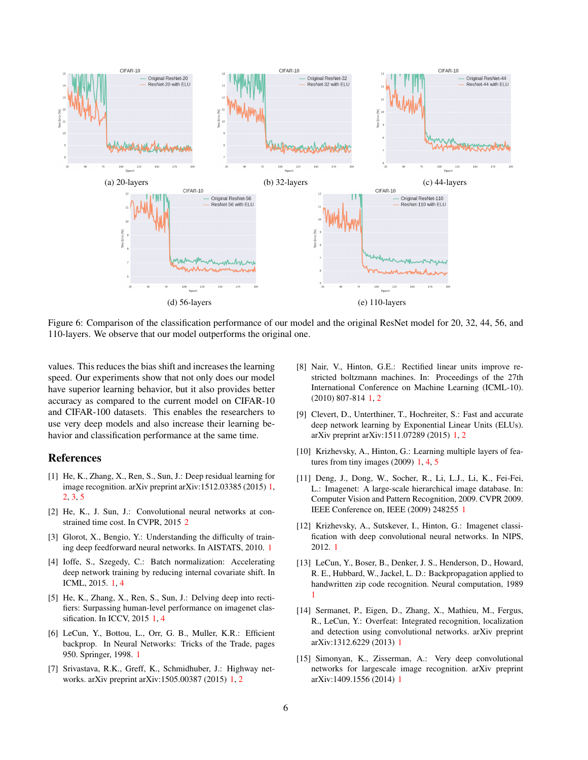(a) 20-layers

(b) 32-layers

(c) 44-layers

(d) 56-layers

(e) 110-layers

Figure 6: Comparison of the classification performance of our model and the original ResNet model for 20, 32, 44, 56, and 110-layers. We observe that our model outperforms the original one.

values. This reduces the bias shift and increases the learning speed. Our experiments show that not only does our model have superior learning behavior, but it also provides better accuracy as compared to the current model on CIFAR-10 and CIFAR-100 datasets. This enables the researchers to use very deep models and also increase their learning behavior and classification performance at the same time.

## References

[1] He, K., Zhang, X., Ren, S., Sun, J.: Deep residual learning for image recognition. arXiv preprint arXiv:1512.03385 (2015) 1, 2, 3, 5

[2] He, K., J. Sun, J.: Convolutional neural networks at constrained time cost. In CVPR, 2015 2

[3] Glorot, X., Bengio, Y.: Understanding the difficulty of training deep feedforward neural networks. In AISTATS, 2010. 1

[4] Ioffe, S., Szegedy, C.: Batch normalization: Accelerating deep network training by reducing internal covariate shift. In ICML, 2015. 1, 4

[5] He, K., Zhang, X., Ren, S., Sun, J.: Delving deep into rectifiers: Surpassing human-level performance on imagenet classification. In ICCV, 2015 1, 4

[6] LeCun, Y., Bottou, L., Orr, G. B., Muller, K.R.: Efficient backprop. In Neural Networks: Tricks of the Trade, pages 950. Springer, 1998. 1

[7] Srivastava, R.K., Greff, K., Schmidhuber, J.: Highway networks. arXiv preprint arXiv:1505.00387 (2015) 1, 2

[8] Nair, V., Hinton, G.E.: Rectified linear units improve restricted boltzmann machines. In: Proceedings of the 27th International Conference on Machine Learning (ICML-10). (2010) 807-814 1, 2

[9] Clevert, D., Unterthiner, T., Hochreiter, S.: Fast and accurate deep network learning by Exponential Linear Units (ELUs). arXiv preprint arXiv:1511.07289 (2015) 1, 2

[10] Krizhevsky, A., Hinton, G.: Learning multiple layers of features from tiny images (2009) 1, 4, 5

[11] Deng, J., Dong, W., Socher, R., Li, L.J., Li, K., Fei-Fei, L.: Imagenet: A large-scale hierarchical image database. In: Computer Vision and Pattern Recognition, 2009. CVPR 2009. IEEE Conference on, IEEE (2009) 248255 1

[12] Krizhevsky, A., Sutskever, I., Hinton, G.: Imagenet classification with deep convolutional neural networks. In NIPS, 2012. 1

[13] LeCun, Y., Boser, B., Denker, J. S., Henderson, D., Howard, R. E., Hubbard, W., Jackel, L. D.: Backpropagation applied to handwritten zip code recognition. Neural computation, 1989 1

[14] Sermanet, P., Eigen, D., Zhang, X., Mathieu, M., Fergus, R., LeCun, Y.: Overfeat: Integrated recognition, localization and detection using convolutional networks. arXiv preprint arXiv:1312.6229 (2013) 1

[15] Simonyan, K., Zisserman, A.: Very deep convolutional networks for largescale image recognition. arXiv preprint arXiv:1409.1556 (2014) 1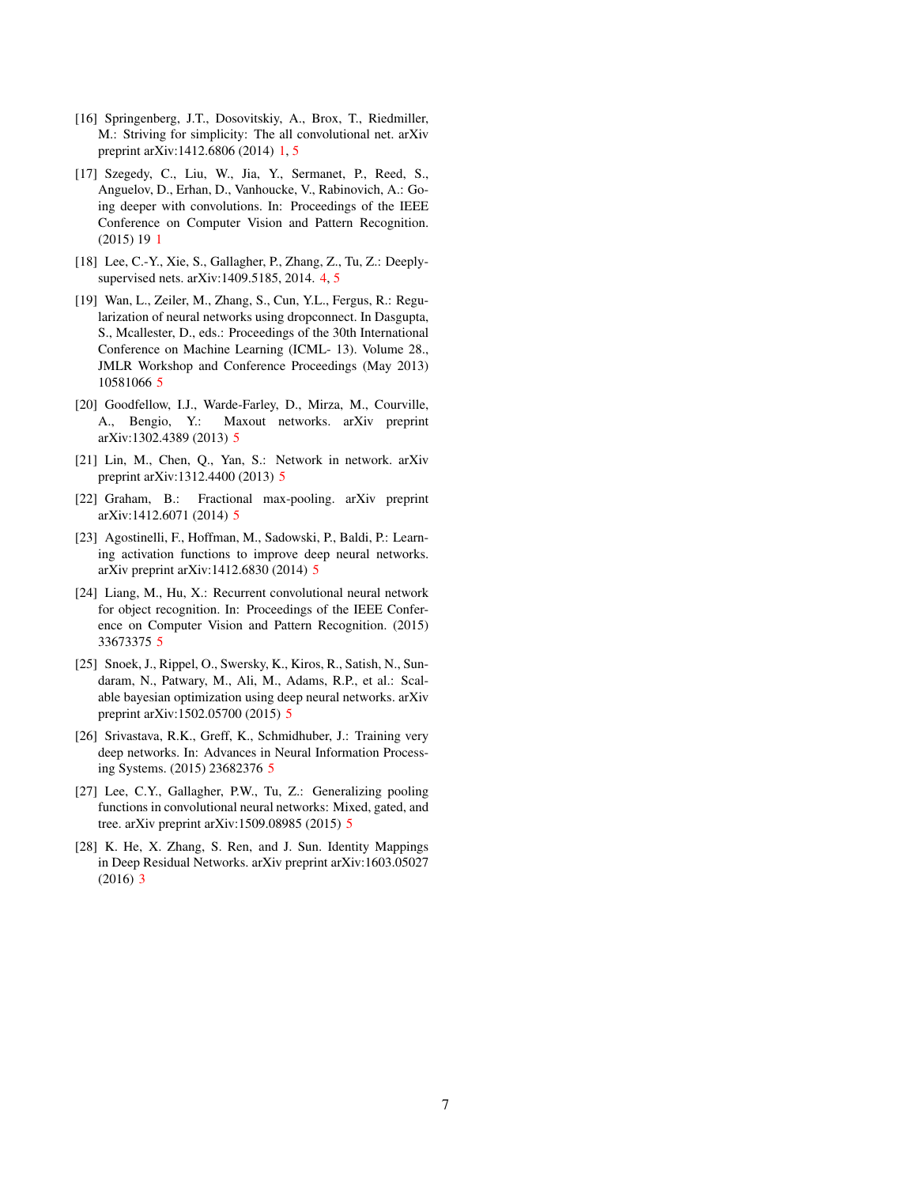[16] Springenberg, J.T., Dosovitskiy, A., Brox, T., Riedmiller, M.: Striving for simplicity: The all convolutional net. arXiv preprint arXiv:1412.6806 (2014) 1, 5

[17] Szegedy, C., Liu, W., Jia, Y., Sermanet, P., Reed, S., Anguelov, D., Erhan, D., Vanhoucke, V., Rabinovich, A.: Going deeper with convolutions. In: Proceedings of the IEEE Conference on Computer Vision and Pattern Recognition. (2015) 19 1

[18] Lee, C.-Y., Xie, S., Gallagher, P., Zhang, Z., Tu, Z.: Deeply-supervised nets. arXiv:1409.5185, 2014. 4, 5

[19] Wan, L., Zeiler, M., Zhang, S., Cun, Y.L., Fergus, R.: Regularization of neural networks using dropconnect. In Dasgupta, S., Mcallester, D., eds.: Proceedings of the 30th International Conference on Machine Learning (ICML- 13). Volume 28., JMLR Workshop and Conference Proceedings (May 2013) 10581066 5

[20] Goodfellow, I.J., Warde-Farley, D., Mirza, M., Courville, A., Bengio, Y.: Maxout networks. arXiv preprint arXiv:1302.4389 (2013) 5

[21] Lin, M., Chen, Q., Yan, S.: Network in network. arXiv preprint arXiv:1312.4400 (2013) 5

[22] Graham, B.: Fractional max-pooling. arXiv preprint arXiv:1412.6071 (2014) 5

[23] Agostinelli, F., Hoffman, M., Sadowski, P., Baldi, P.: Learning activation functions to improve deep neural networks. arXiv preprint arXiv:1412.6830 (2014) 5

[24] Liang, M., Hu, X.: Recurrent convolutional neural network for object recognition. In: Proceedings of the IEEE Conference on Computer Vision and Pattern Recognition. (2015) 33673375 5

[25] Snoek, J., Rippel, O., Swersky, K., Kiros, R., Satish, N., Sundaram, N., Patwary, M., Ali, M., Adams, R.P., et al.: Scalable bayesian optimization using deep neural networks. arXiv preprint arXiv:1502.05700 (2015) 5

[26] Srivastava, R.K., Greff, K., Schmidhuber, J.: Training very deep networks. In: Advances in Neural Information Processing Systems. (2015) 23682376 5

[27] Lee, C.Y., Gallagher, P.W., Tu, Z.: Generalizing pooling functions in convolutional neural networks: Mixed, gated, and tree. arXiv preprint arXiv:1509.08985 (2015) 5

[28] K. He, X. Zhang, S. Ren, and J. Sun. Identity Mappings in Deep Residual Networks. arXiv preprint arXiv:1603.05027 (2016) 3